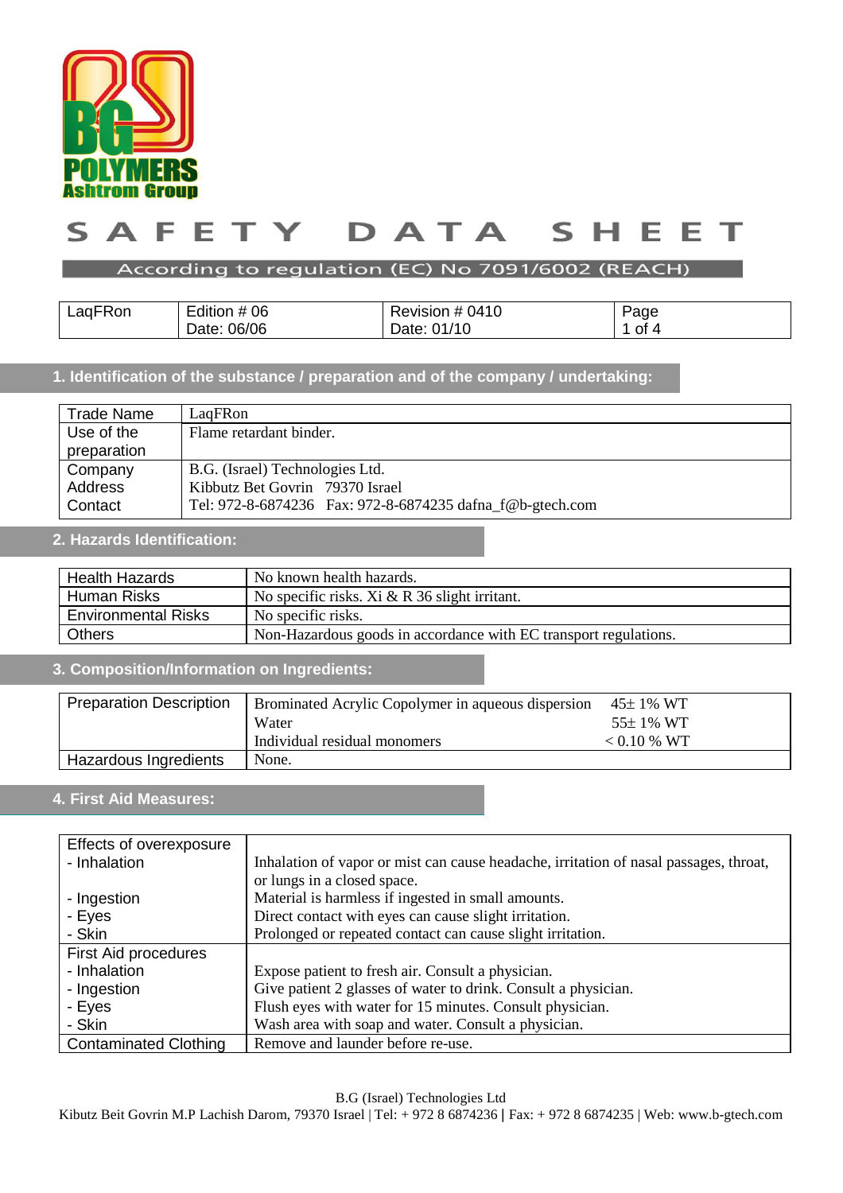BG POLYMERS
Ashtrom Group

# SAFETY DATA SHEET

According to regulation (EC) No 7091/6002 (REACH)

| LaqFRon | Edition # 06<br>Date: 06/06 | Revision # 0410<br>Date: 01/10 | Page<br>1 of 4 |
|---|---|---|---|

## 1. Identification of the substance / preparation and of the company / undertaking:

| Trade Name | LaqFRon |
|---|---|
| Use of the preparation | Flame retardant binder. |
| Company<br>Address<br>Contact | B.G. (Israel) Technologies Ltd.<br>Kibbutz Bet Govrin 79370 Israel<br>Tel: 972-8-6874236 Fax: 972-8-6874235 dafna_f@b-gtech.com |

## 2. Hazards Identification:

| Health Hazards | No known health hazards. |
|---|---|
| Human Risks | No specific risks. Xi & R 36 slight irritant. |
| Environmental Risks | No specific risks. |
| Others | Non-Hazardous goods in accordance with EC transport regulations. |

## 3. Composition/Information on Ingredients:

| Preparation Description | Brominated Acrylic Copolymer in aqueous dispersion<br>Water<br>Individual residual monomers | 45± 1% WT<br>55± 1% WT<br>< 0.10 % WT |
|---|---|---|
| Hazardous Ingredients | None. | |

## 4. First Aid Measures:

| Effects of overexposure | |
|---|---|
| - Inhalation | Inhalation of vapor or mist can cause headache, irritation of nasal passages, throat, or lungs in a closed space. |
| - Ingestion | Material is harmless if ingested in small amounts. |
| - Eyes | Direct contact with eyes can cause slight irritation. |
| - Skin | Prolonged or repeated contact can cause slight irritation. |
| First Aid procedures | |
| - Inhalation | Expose patient to fresh air. Consult a physician. |
| - Ingestion | Give patient 2 glasses of water to drink. Consult a physician. |
| - Eyes | Flush eyes with water for 15 minutes. Consult physician. |
| - Skin | Wash area with soap and water. Consult a physician. |
| Contaminated Clothing | Remove and launder before re-use. |

B.G (Israel) Technologies Ltd
Kibutz Beit Govrin M.P Lachish Darom, 79370 Israel | Tel: + 972 8 6874236 | Fax: + 972 8 6874235 | Web: www.b-gtech.com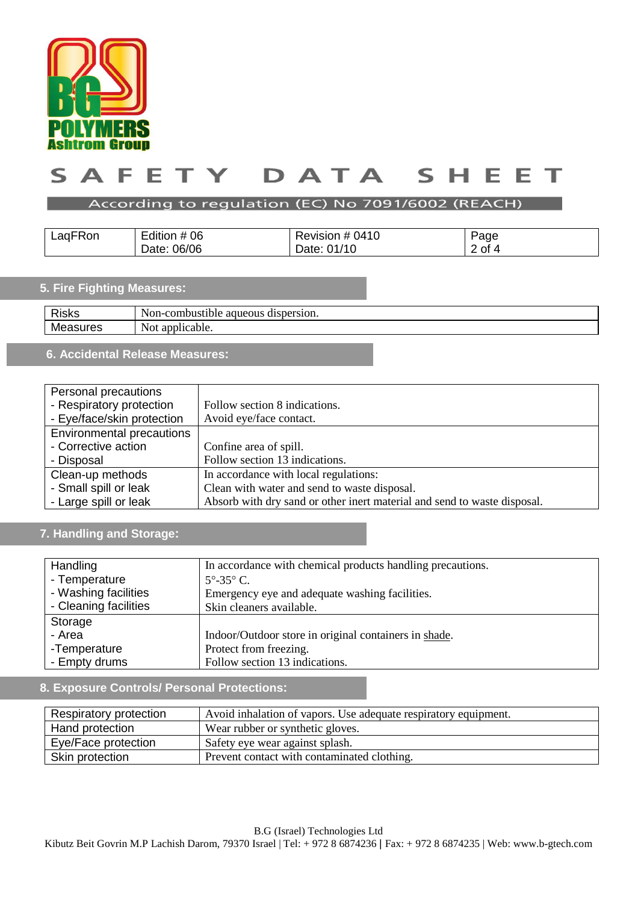# SAFETY DATA SHEET

According to regulation (EC) No 7091/6002 (REACH)

| LaqFRon | Edition # 06<br>Date: 06/06 | Revision # 0410<br>Date: 01/10 | Page<br>2 of 4 |
|---|---|---|---|

## 5. Fire Fighting Measures:

| Risks | Non-combustible aqueous dispersion. |
|---|---|
| Measures | Not applicable. |

## 6. Accidental Release Measures:

| | |
|---|---|
| Personal precautions<br>- Respiratory protection<br>- Eye/face/skin protection | <br>Follow section 8 indications.<br>Avoid eye/face contact. |
| Environmental precautions<br>- Corrective action<br>- Disposal | <br>Confine area of spill.<br>Follow section 13 indications. |
| Clean-up methods<br>- Small spill or leak<br>- Large spill or leak | In accordance with local regulations:<br>Clean with water and send to waste disposal.<br>Absorb with dry sand or other inert material and send to waste disposal. |

## 7. Handling and Storage:

| | |
|---|---|
| Handling<br>- Temperature<br>- Washing facilities<br>- Cleaning facilities | In accordance with chemical products handling precautions.<br>5°-35° C.<br>Emergency eye and adequate washing facilities.<br>Skin cleaners available. |
| Storage<br>- Area<br>-Temperature<br>- Empty drums | <br>Indoor/Outdoor store in original containers in shade.<br>Protect from freezing.<br>Follow section 13 indications. |

## 8. Exposure Controls/ Personal Protections:

| Respiratory protection | Avoid inhalation of vapors. Use adequate respiratory equipment. |
|---|---|
| Hand protection | Wear rubber or synthetic gloves. |
| Eye/Face protection | Safety eye wear against splash. |
| Skin protection | Prevent contact with contaminated clothing. |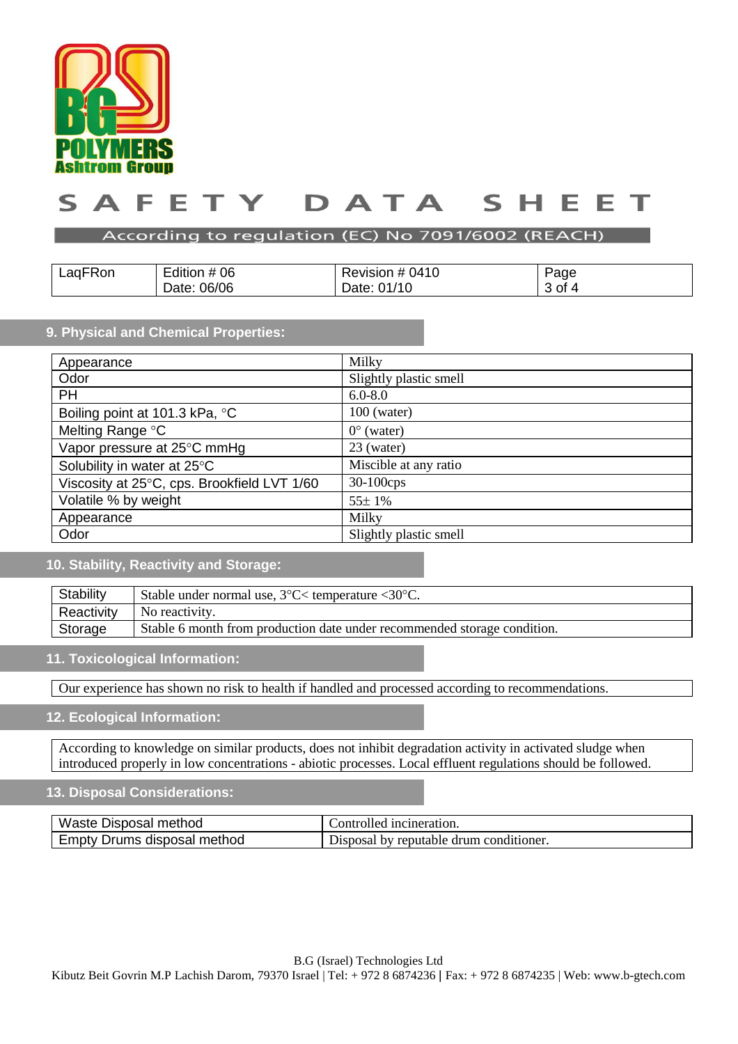# SAFETY DATA SHEET

According to regulation (EC) No 7091/6002 (REACH)

| LaqFRon | Edition # 06<br>Date: 06/06 | Revision # 0410<br>Date: 01/10 | Page<br>3 of 4 |
|---|---|---|---|

## 9. Physical and Chemical Properties:

| Appearance | Milky |
|---|---|
| Odor | Slightly plastic smell |
| PH | 6.0-8.0 |
| Boiling point at 101.3 kPa, °C | 100 (water) |
| Melting Range °C | 0° (water) |
| Vapor pressure at 25°C mmHg | 23 (water) |
| Solubility in water at 25°C | Miscible at any ratio |
| Viscosity at 25°C, cps. Brookfield LVT 1/60 | 30-100cps |
| Volatile % by weight | 55± 1% |
| Appearance | Milky |
| Odor | Slightly plastic smell |

## 10. Stability, Reactivity and Storage:

| Stability | Stable under normal use, 3°C< temperature <30°C. |
|---|---|
| Reactivity | No reactivity. |
| Storage | Stable 6 month from production date under recommended storage condition. |

## 11. Toxicological Information:

Our experience has shown no risk to health if handled and processed according to recommendations.

## 12. Ecological Information:

According to knowledge on similar products, does not inhibit degradation activity in activated sludge when introduced properly in low concentrations - abiotic processes. Local effluent regulations should be followed.

## 13. Disposal Considerations:

| Waste Disposal method | Controlled incineration. |
|---|---|
| Empty Drums disposal method | Disposal by reputable drum conditioner. |

B.G (Israel) Technologies Ltd
Kibutz Beit Govrin M.P Lachish Darom, 79370 Israel | Tel: + 972 8 6874236 | Fax: + 972 8 6874235 | Web: www.b-gtech.com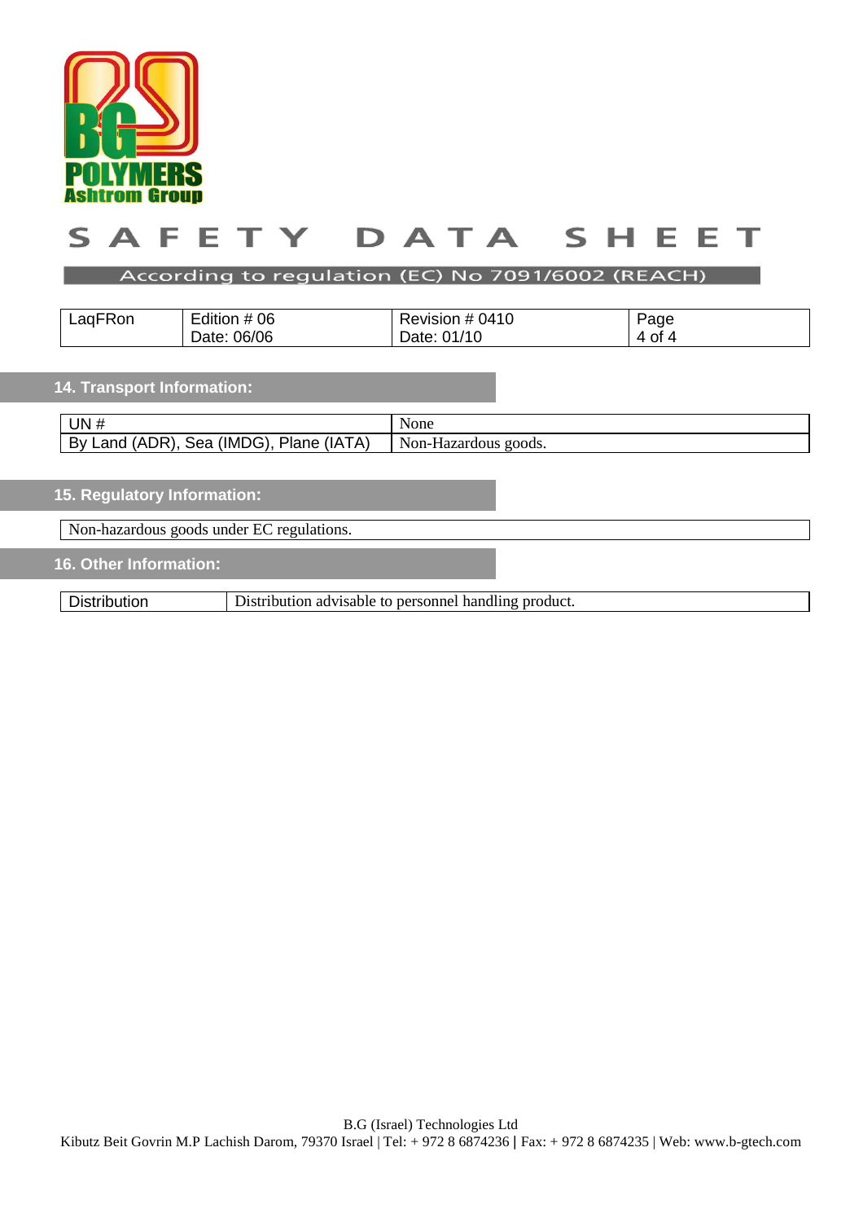# SAFETY DATA SHEET

According to regulation (EC) No 7091/6002 (REACH)

| | | | |
|---|---|---|---|
| LaqFRon | Edition # 06<br>Date: 06/06 | Revision # 0410<br>Date: 01/10 | Page<br>4 of 4 |

## 14. Transport Information:

| | |
|---|---|
| UN # | None |
| By Land (ADR), Sea (IMDG), Plane (IATA) | Non-Hazardous goods. |

## 15. Regulatory Information:

Non-hazardous goods under EC regulations.

## 16. Other Information:

| | |
|---|---|
| Distribution | Distribution advisable to personnel handling product. |

B.G (Israel) Technologies Ltd
Kibutz Beit Govrin M.P Lachish Darom, 79370 Israel | Tel: + 972 8 6874236 | Fax: + 972 8 6874235 | Web: www.b-gtech.com